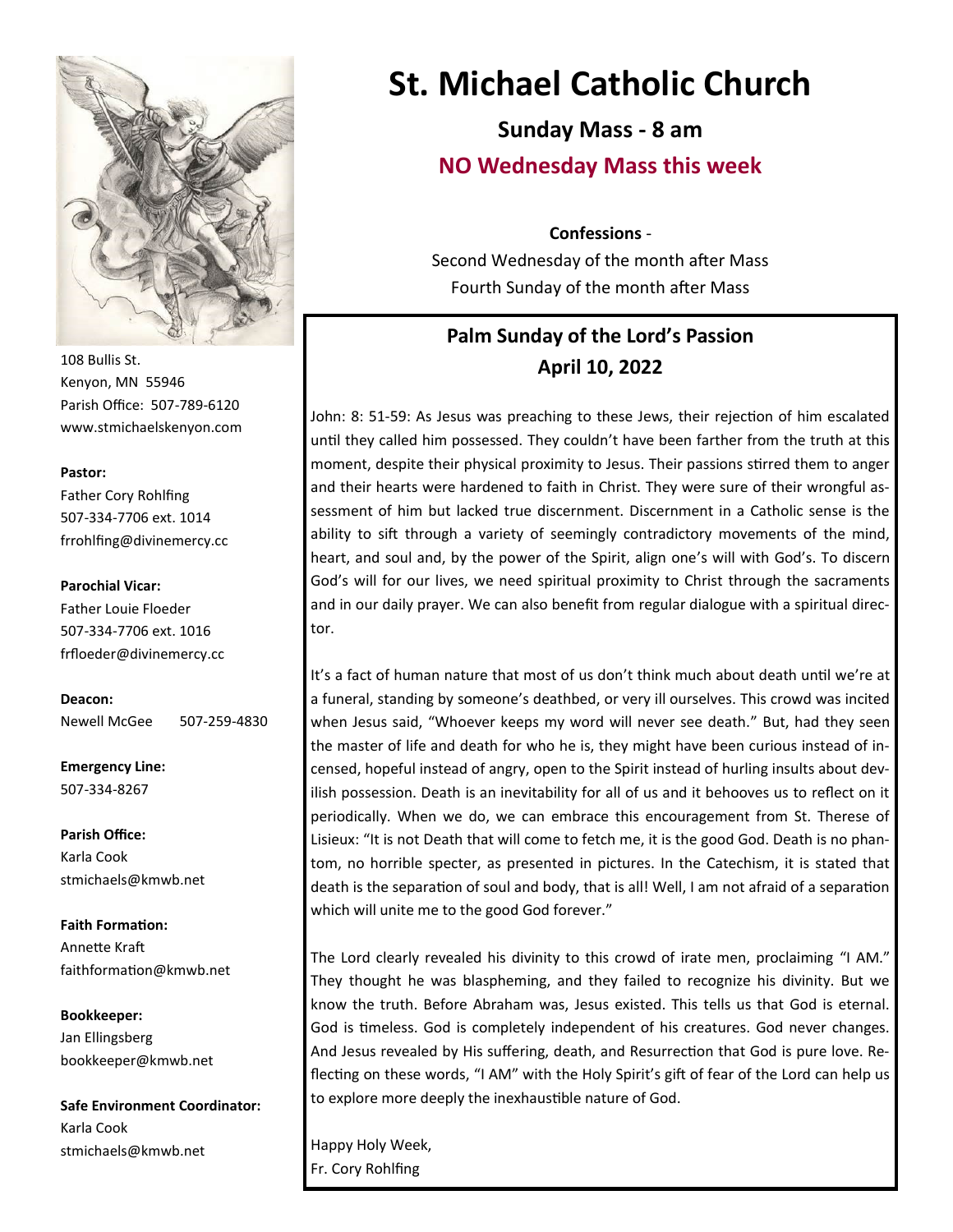# St. Michael Catholic Church

## Sunday Mass - 8 am

## NO Wednesday Mass this week

**Confessions** -

Second Wednesday of the month after Mass

Fourth Sunday of the month after Mass

108 Bullis St.
Kenyon, MN 55946
Parish Office: 507-789-6120
www.stmichaelskenyon.com

**Pastor:**
Father Cory Rohlfing
507-334-7706 ext. 1014
frrohlfing@divinemercy.cc

**Parochial Vicar:**
Father Louie Floeder
507-334-7706 ext. 1016
frfloeder@divinemercy.cc

**Deacon:**
Newell McGee 507-259-4830

**Emergency Line:**
507-334-8267

**Parish Office:**
Karla Cook
stmichaels@kmwb.net

**Faith Formation:**
Annette Kraft
faithformation@kmwb.net

**Bookkeeper:**
Jan Ellingsberg
bookkeeper@kmwb.net

**Safe Environment Coordinator:**
Karla Cook
stmichaels@kmwb.net

## Palm Sunday of the Lord's Passion
## April 10, 2022

John: 8: 51-59: As Jesus was preaching to these Jews, their rejection of him escalated until they called him possessed. They couldn't have been farther from the truth at this moment, despite their physical proximity to Jesus. Their passions stirred them to anger and their hearts were hardened to faith in Christ. They were sure of their wrongful assessment of him but lacked true discernment. Discernment in a Catholic sense is the ability to sift through a variety of seemingly contradictory movements of the mind, heart, and soul and, by the power of the Spirit, align one's will with God's. To discern God's will for our lives, we need spiritual proximity to Christ through the sacraments and in our daily prayer. We can also benefit from regular dialogue with a spiritual director.

It's a fact of human nature that most of us don't think much about death until we're at a funeral, standing by someone's deathbed, or very ill ourselves. This crowd was incited when Jesus said, "Whoever keeps my word will never see death." But, had they seen the master of life and death for who he is, they might have been curious instead of incensed, hopeful instead of angry, open to the Spirit instead of hurling insults about devilish possession. Death is an inevitability for all of us and it behooves us to reflect on it periodically. When we do, we can embrace this encouragement from St. Therese of Lisieux: "It is not Death that will come to fetch me, it is the good God. Death is no phantom, no horrible specter, as presented in pictures. In the Catechism, it is stated that death is the separation of soul and body, that is all! Well, I am not afraid of a separation which will unite me to the good God forever."

The Lord clearly revealed his divinity to this crowd of irate men, proclaiming "I AM." They thought he was blaspheming, and they failed to recognize his divinity. But we know the truth. Before Abraham was, Jesus existed. This tells us that God is eternal. God is timeless. God is completely independent of his creatures. God never changes. And Jesus revealed by His suffering, death, and Resurrection that God is pure love. Reflecting on these words, "I AM" with the Holy Spirit's gift of fear of the Lord can help us to explore more deeply the inexhaustible nature of God.

Happy Holy Week,
Fr. Cory Rohlfing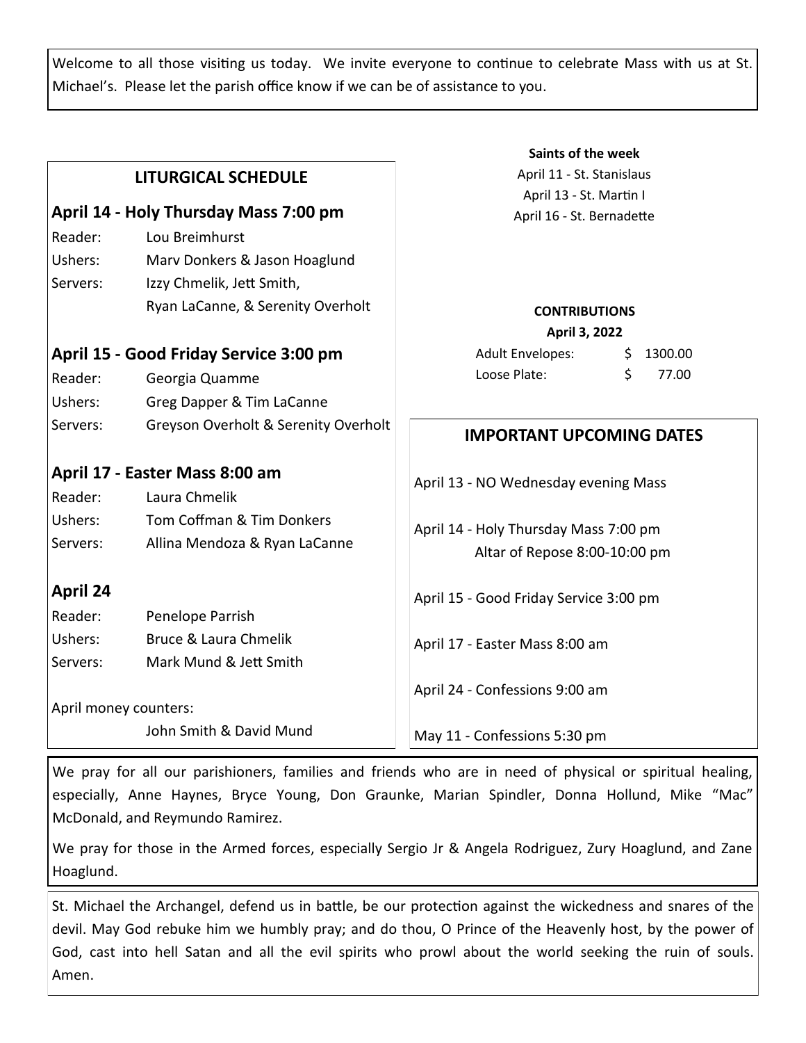Welcome to all those visiting us today. We invite everyone to continue to celebrate Mass with us at St. Michael's. Please let the parish office know if we can be of assistance to you.

## LITURGICAL SCHEDULE

### April 14 - Holy Thursday Mass 7:00 pm

Reader: Lou Breimhurst
Ushers: Marv Donkers & Jason Hoaglund
Servers: Izzy Chmelik, Jett Smith, Ryan LaCanne, & Serenity Overholt

### April 15 - Good Friday Service 3:00 pm

Reader: Georgia Quamme
Ushers: Greg Dapper & Tim LaCanne
Servers: Greyson Overholt & Serenity Overholt

### April 17 - Easter Mass 8:00 am

Reader: Laura Chmelik
Ushers: Tom Coffman & Tim Donkers
Servers: Allina Mendoza & Ryan LaCanne

### April 24

Reader: Penelope Parrish
Ushers: Bruce & Laura Chmelik
Servers: Mark Mund & Jett Smith

April money counters:
John Smith & David Mund

**Saints of the week**

April 11 - St. Stanislaus
April 13 - St. Martin I
April 16 - St. Bernadette

**CONTRIBUTIONS**
**April 3, 2022**

| | |
|---|---|
| Adult Envelopes: | $ 1300.00 |
| Loose Plate: | $ 77.00 |

## IMPORTANT UPCOMING DATES

April 13 - NO Wednesday evening Mass

April 14 - Holy Thursday Mass 7:00 pm
Altar of Repose 8:00-10:00 pm

April 15 - Good Friday Service 3:00 pm

April 17 - Easter Mass 8:00 am

April 24 - Confessions 9:00 am

May 11 - Confessions 5:30 pm

We pray for all our parishioners, families and friends who are in need of physical or spiritual healing, especially, Anne Haynes, Bryce Young, Don Graunke, Marian Spindler, Donna Hollund, Mike "Mac" McDonald, and Reymundo Ramirez.

We pray for those in the Armed forces, especially Sergio Jr & Angela Rodriguez, Zury Hoaglund, and Zane Hoaglund.

St. Michael the Archangel, defend us in battle, be our protection against the wickedness and snares of the devil. May God rebuke him we humbly pray; and do thou, O Prince of the Heavenly host, by the power of God, cast into hell Satan and all the evil spirits who prowl about the world seeking the ruin of souls. Amen.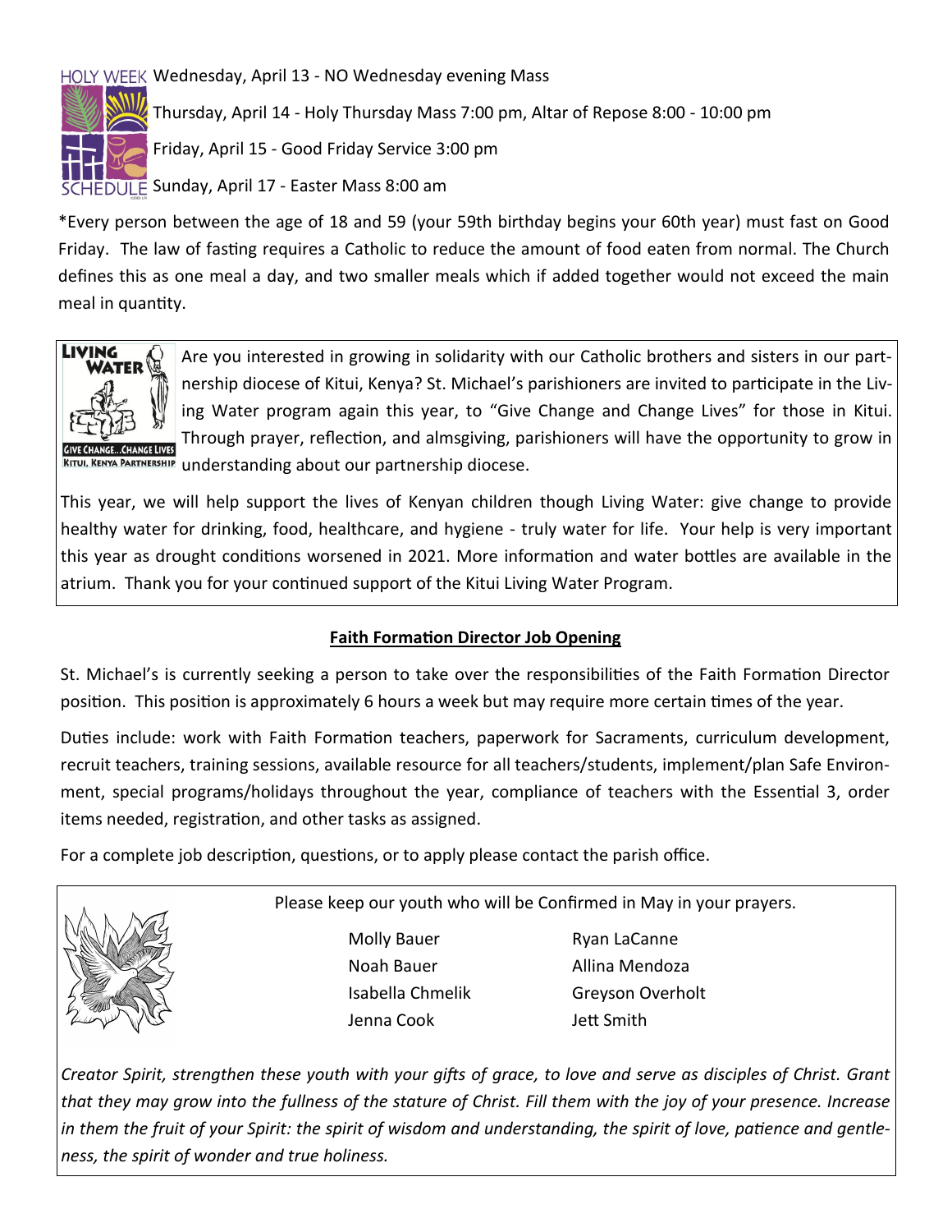HOLY WEEK SCHEDULE

Wednesday, April 13 - NO Wednesday evening Mass

Thursday, April 14 - Holy Thursday Mass 7:00 pm, Altar of Repose 8:00 - 10:00 pm

Friday, April 15 - Good Friday Service 3:00 pm

Sunday, April 17 - Easter Mass 8:00 am

*Every person between the age of 18 and 59 (your 59th birthday begins your 60th year) must fast on Good Friday. The law of fasting requires a Catholic to reduce the amount of food eaten from normal. The Church defines this as one meal a day, and two smaller meals which if added together would not exceed the main meal in quantity.

LIVING WATER — GIVE CHANGE...CHANGE LIVES — KITUI, KENYA PARTNERSHIP

Are you interested in growing in solidarity with our Catholic brothers and sisters in our partnership diocese of Kitui, Kenya? St. Michael's parishioners are invited to participate in the Living Water program again this year, to "Give Change and Change Lives" for those in Kitui. Through prayer, reflection, and almsgiving, parishioners will have the opportunity to grow in understanding about our partnership diocese.

This year, we will help support the lives of Kenyan children though Living Water: give change to provide healthy water for drinking, food, healthcare, and hygiene - truly water for life. Your help is very important this year as drought conditions worsened in 2021. More information and water bottles are available in the atrium. Thank you for your continued support of the Kitui Living Water Program.

## Faith Formation Director Job Opening

St. Michael's is currently seeking a person to take over the responsibilities of the Faith Formation Director position. This position is approximately 6 hours a week but may require more certain times of the year.

Duties include: work with Faith Formation teachers, paperwork for Sacraments, curriculum development, recruit teachers, training sessions, available resource for all teachers/students, implement/plan Safe Environment, special programs/holidays throughout the year, compliance of teachers with the Essential 3, order items needed, registration, and other tasks as assigned.

For a complete job description, questions, or to apply please contact the parish office.

Please keep our youth who will be Confirmed in May in your prayers.

| | |
|---|---|
| Molly Bauer | Ryan LaCanne |
| Noah Bauer | Allina Mendoza |
| Isabella Chmelik | Greyson Overholt |
| Jenna Cook | Jett Smith |

*Creator Spirit, strengthen these youth with your gifts of grace, to love and serve as disciples of Christ. Grant that they may grow into the fullness of the stature of Christ. Fill them with the joy of your presence. Increase in them the fruit of your Spirit: the spirit of wisdom and understanding, the spirit of love, patience and gentleness, the spirit of wonder and true holiness.*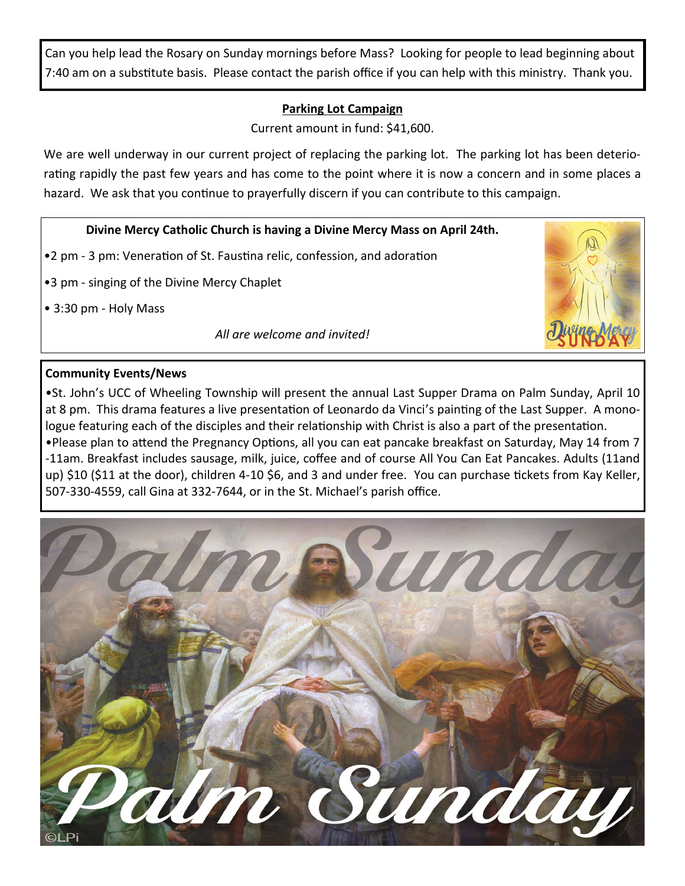Can you help lead the Rosary on Sunday mornings before Mass? Looking for people to lead beginning about 7:40 am on a substitute basis. Please contact the parish office if you can help with this ministry. Thank you.

**Parking Lot Campaign**

Current amount in fund: $41,600.

We are well underway in our current project of replacing the parking lot. The parking lot has been deteriorating rapidly the past few years and has come to the point where it is now a concern and in some places a hazard. We ask that you continue to prayerfully discern if you can contribute to this campaign.

**Divine Mercy Catholic Church is having a Divine Mercy Mass on April 24th.**

- 2 pm - 3 pm: Veneration of St. Faustina relic, confession, and adoration
- 3 pm - singing of the Divine Mercy Chaplet
- 3:30 pm - Holy Mass

*All are welcome and invited!*

**Community Events/News**

- St. John's UCC of Wheeling Township will present the annual Last Supper Drama on Palm Sunday, April 10 at 8 pm. This drama features a live presentation of Leonardo da Vinci's painting of the Last Supper. A monologue featuring each of the disciples and their relationship with Christ is also a part of the presentation.
- Please plan to attend the Pregnancy Options, all you can eat pancake breakfast on Saturday, May 14 from 7-11am. Breakfast includes sausage, milk, juice, coffee and of course All You Can Eat Pancakes. Adults (11and up) $10 ($11 at the door), children 4-10 $6, and 3 and under free. You can purchase tickets from Kay Keller, 507-330-4559, call Gina at 332-7644, or in the St. Michael's parish office.